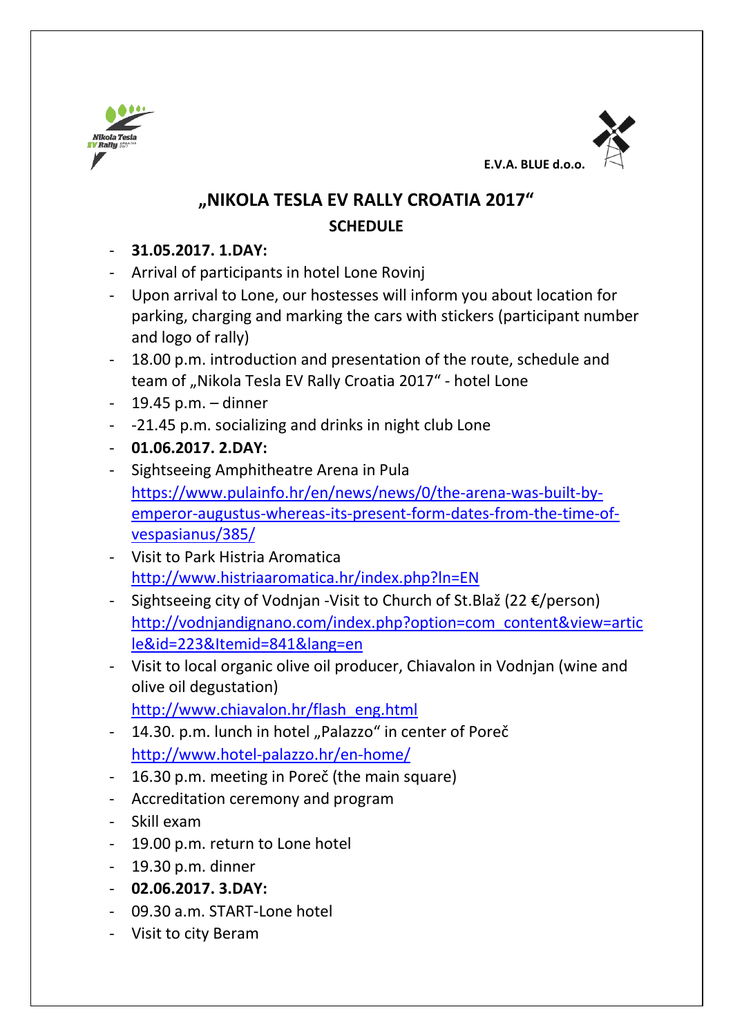E.V.A. BLUE d.o.o.

# „NIKOLA TESLA EV RALLY CROATIA 2017"

## SCHEDULE

- **31.05.2017. 1.DAY:**
- Arrival of participants in hotel Lone Rovinj
- Upon arrival to Lone, our hostesses will inform you about location for parking, charging and marking the cars with stickers (participant number and logo of rally)
- 18.00 p.m. introduction and presentation of the route, schedule and team of „Nikola Tesla EV Rally Croatia 2017" - hotel Lone
- 19.45 p.m. – dinner
- -21.45 p.m. socializing and drinks in night club Lone
- **01.06.2017. 2.DAY:**
- Sightseeing Amphitheatre Arena in Pula https://www.pulainfo.hr/en/news/news/0/the-arena-was-built-by-emperor-augustus-whereas-its-present-form-dates-from-the-time-of-vespasianus/385/
- Visit to Park Histria Aromatica http://www.histriaaromatica.hr/index.php?ln=EN
- Sightseeing city of Vodnjan -Visit to Church of St.Blaž (22 €/person) http://vodnjandignano.com/index.php?option=com_content&view=article&id=223&Itemid=841&lang=en
- Visit to local organic olive oil producer, Chiavalon in Vodnjan (wine and olive oil degustation) http://www.chiavalon.hr/flash_eng.html
- 14.30. p.m. lunch in hotel „Palazzo" in center of Poreč http://www.hotel-palazzo.hr/en-home/
- 16.30 p.m. meeting in Poreč (the main square)
- Accreditation ceremony and program
- Skill exam
- 19.00 p.m. return to Lone hotel
- 19.30 p.m. dinner
- **02.06.2017. 3.DAY:**
- 09.30 a.m. START-Lone hotel
- Visit to city Beram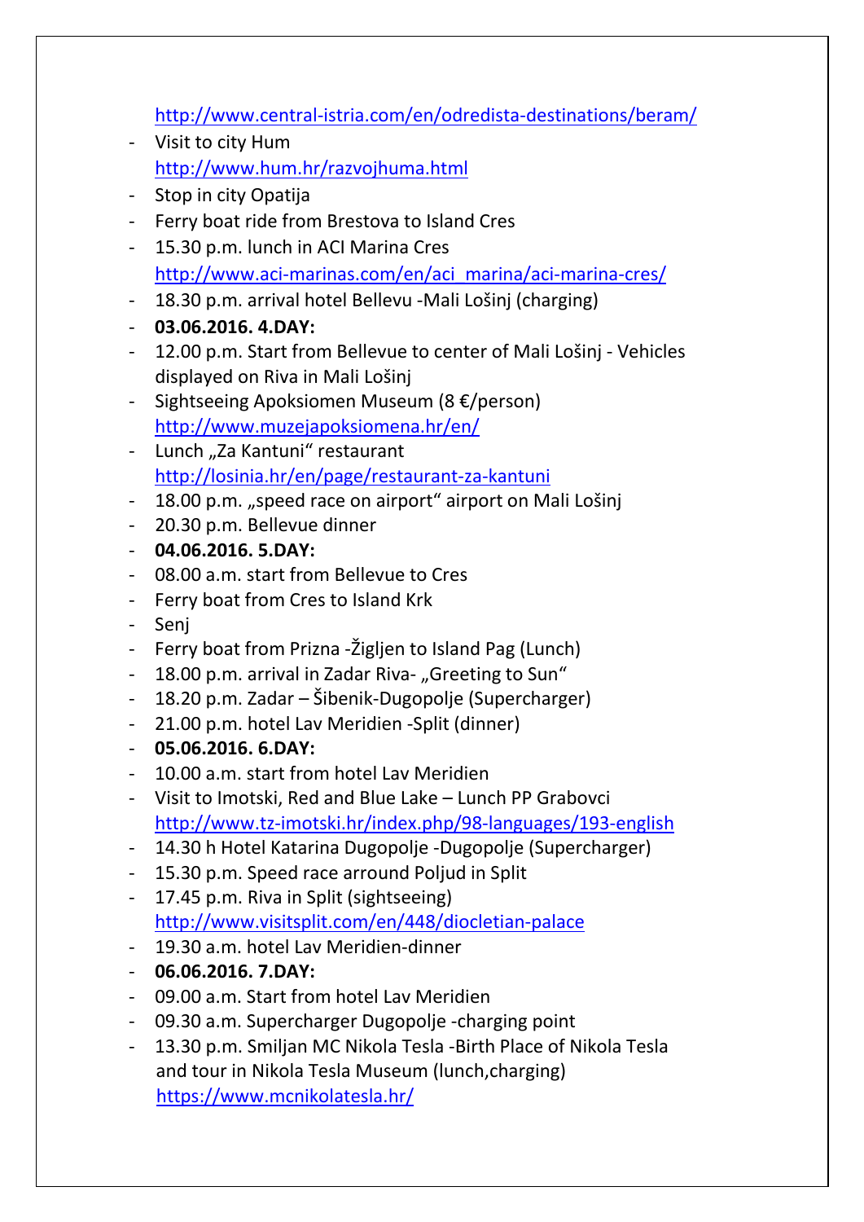http://www.central-istria.com/en/odredista-destinations/beram/

- Visit to city Hum
  http://www.hum.hr/razvojhuma.html
- Stop in city Opatija
- Ferry boat ride from Brestova to Island Cres
- 15.30 p.m. lunch in ACI Marina Cres
  http://www.aci-marinas.com/en/aci_marina/aci-marina-cres/
- 18.30 p.m. arrival hotel Bellevu -Mali Lošinj (charging)
- **03.06.2016. 4.DAY:**
- 12.00 p.m. Start from Bellevue to center of Mali Lošinj - Vehicles displayed on Riva in Mali Lošinj
- Sightseeing Apoksiomen Museum (8 €/person)
  http://www.muzejapoksiomena.hr/en/
- Lunch „Za Kantuni" restaurant
  http://losinia.hr/en/page/restaurant-za-kantuni
- 18.00 p.m. „speed race on airport" airport on Mali Lošinj
- 20.30 p.m. Bellevue dinner
- **04.06.2016. 5.DAY:**
- 08.00 a.m. start from Bellevue to Cres
- Ferry boat from Cres to Island Krk
- Senj
- Ferry boat from Prizna -Žigljen to Island Pag (Lunch)
- 18.00 p.m. arrival in Zadar Riva- „Greeting to Sun"
- 18.20 p.m. Zadar – Šibenik-Dugopolje (Supercharger)
- 21.00 p.m. hotel Lav Meridien -Split (dinner)
- **05.06.2016. 6.DAY:**
- 10.00 a.m. start from hotel Lav Meridien
- Visit to Imotski, Red and Blue Lake – Lunch PP Grabovci
  http://www.tz-imotski.hr/index.php/98-languages/193-english
- 14.30 h Hotel Katarina Dugopolje -Dugopolje (Supercharger)
- 15.30 p.m. Speed race arround Poljud in Split
- 17.45 p.m. Riva in Split (sightseeing)
  http://www.visitsplit.com/en/448/diocletian-palace
- 19.30 a.m. hotel Lav Meridien-dinner
- **06.06.2016. 7.DAY:**
- 09.00 a.m. Start from hotel Lav Meridien
- 09.30 a.m. Supercharger Dugopolje -charging point
- 13.30 p.m. Smiljan MC Nikola Tesla -Birth Place of Nikola Tesla and tour in Nikola Tesla Museum (lunch,charging)
  https://www.mcnikolatesla.hr/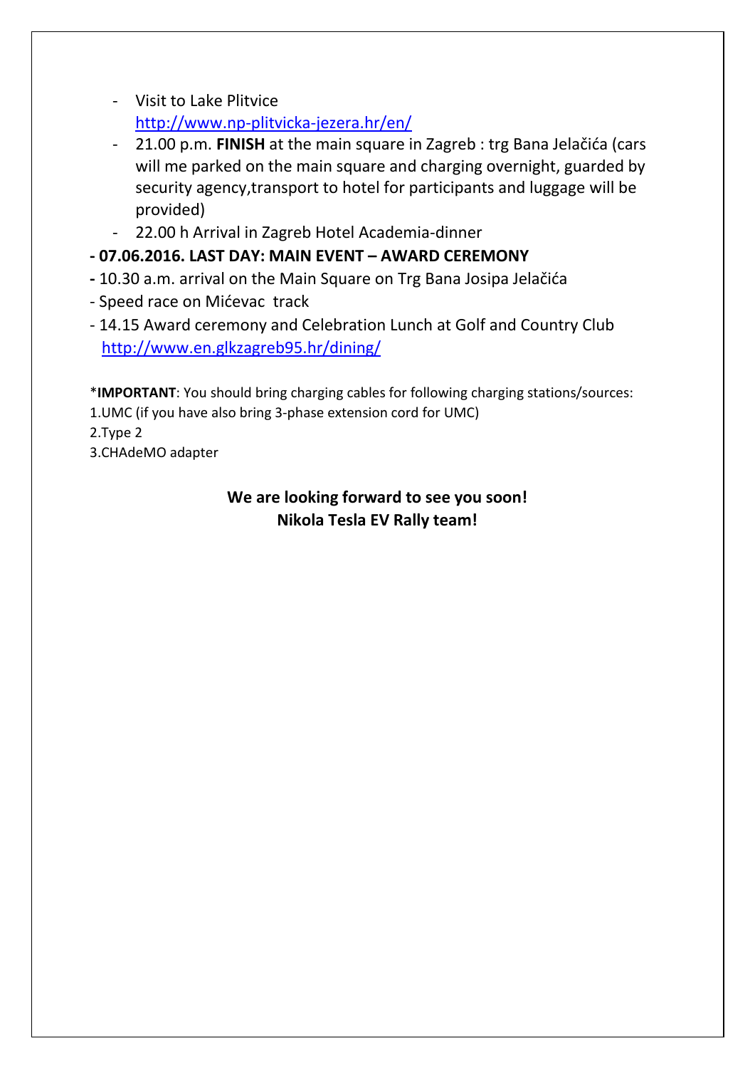- Visit to Lake Plitvice
  http://www.np-plitvicka-jezera.hr/en/
- 21.00 p.m. **FINISH** at the main square in Zagreb : trg Bana Jelačića (cars will me parked on the main square and charging overnight, guarded by security agency,transport to hotel for participants and luggage will be provided)
- 22.00 h Arrival in Zagreb Hotel Academia-dinner

**- 07.06.2016. LAST DAY: MAIN EVENT – AWARD CEREMONY**

**-** 10.30 a.m. arrival on the Main Square on Trg Bana Josipa Jelačića

- Speed race on Mićevac track

- 14.15 Award ceremony and Celebration Lunch at Golf and Country Club
  http://www.en.glkzagreb95.hr/dining/

*__IMPORTANT__: You should bring charging cables for following charging stations/sources:

1.UMC (if you have also bring 3-phase extension cord for UMC)

2.Type 2

3.CHAdeMO adapter

**We are looking forward to see you soon!**
**Nikola Tesla EV Rally team!**